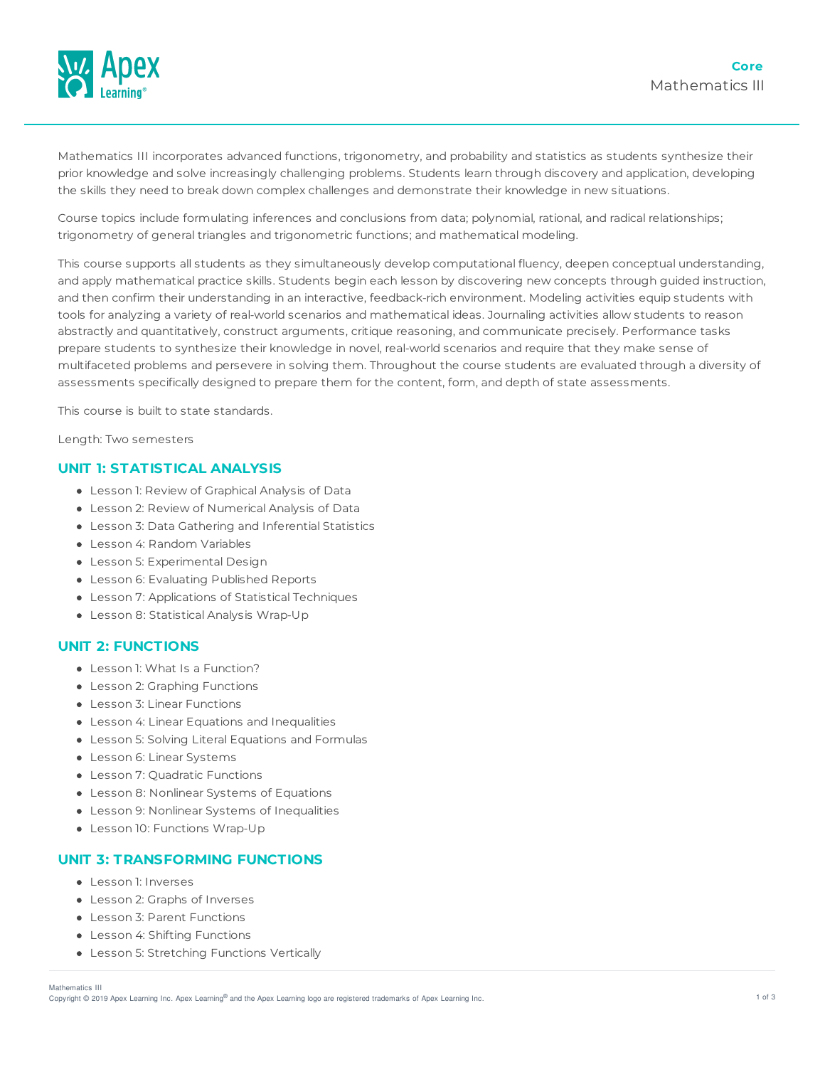**Core**

# Mathematics III

Mathematics III incorporates advanced functions, trigonometry, and probability and statistics as students synthesize their prior knowledge and solve increasingly challenging problems. Students learn through discovery and application, developing the skills they need to break down complex challenges and demonstrate their knowledge in new situations.

Course topics include formulating inferences and conclusions from data; polynomial, rational, and radical relationships; trigonometry of general triangles and trigonometric functions; and mathematical modeling.

This course supports all students as they simultaneously develop computational fluency, deepen conceptual understanding, and apply mathematical practice skills. Students begin each lesson by discovering new concepts through guided instruction, and then confirm their understanding in an interactive, feedback-rich environment. Modeling activities equip students with tools for analyzing a variety of real-world scenarios and mathematical ideas. Journaling activities allow students to reason abstractly and quantitatively, construct arguments, critique reasoning, and communicate precisely. Performance tasks prepare students to synthesize their knowledge in novel, real-world scenarios and require that they make sense of multifaceted problems and persevere in solving them. Throughout the course students are evaluated through a diversity of assessments specifically designed to prepare them for the content, form, and depth of state assessments.

This course is built to state standards.

Length: Two semesters

## UNIT 1: STATISTICAL ANALYSIS

- Lesson 1: Review of Graphical Analysis of Data
- Lesson 2: Review of Numerical Analysis of Data
- Lesson 3: Data Gathering and Inferential Statistics
- Lesson 4: Random Variables
- Lesson 5: Experimental Design
- Lesson 6: Evaluating Published Reports
- Lesson 7: Applications of Statistical Techniques
- Lesson 8: Statistical Analysis Wrap-Up

## UNIT 2: FUNCTIONS

- Lesson 1: What Is a Function?
- Lesson 2: Graphing Functions
- Lesson 3: Linear Functions
- Lesson 4: Linear Equations and Inequalities
- Lesson 5: Solving Literal Equations and Formulas
- Lesson 6: Linear Systems
- Lesson 7: Quadratic Functions
- Lesson 8: Nonlinear Systems of Equations
- Lesson 9: Nonlinear Systems of Inequalities
- Lesson 10: Functions Wrap-Up

## UNIT 3: TRANSFORMING FUNCTIONS

- Lesson 1: Inverses
- Lesson 2: Graphs of Inverses
- Lesson 3: Parent Functions
- Lesson 4: Shifting Functions
- Lesson 5: Stretching Functions Vertically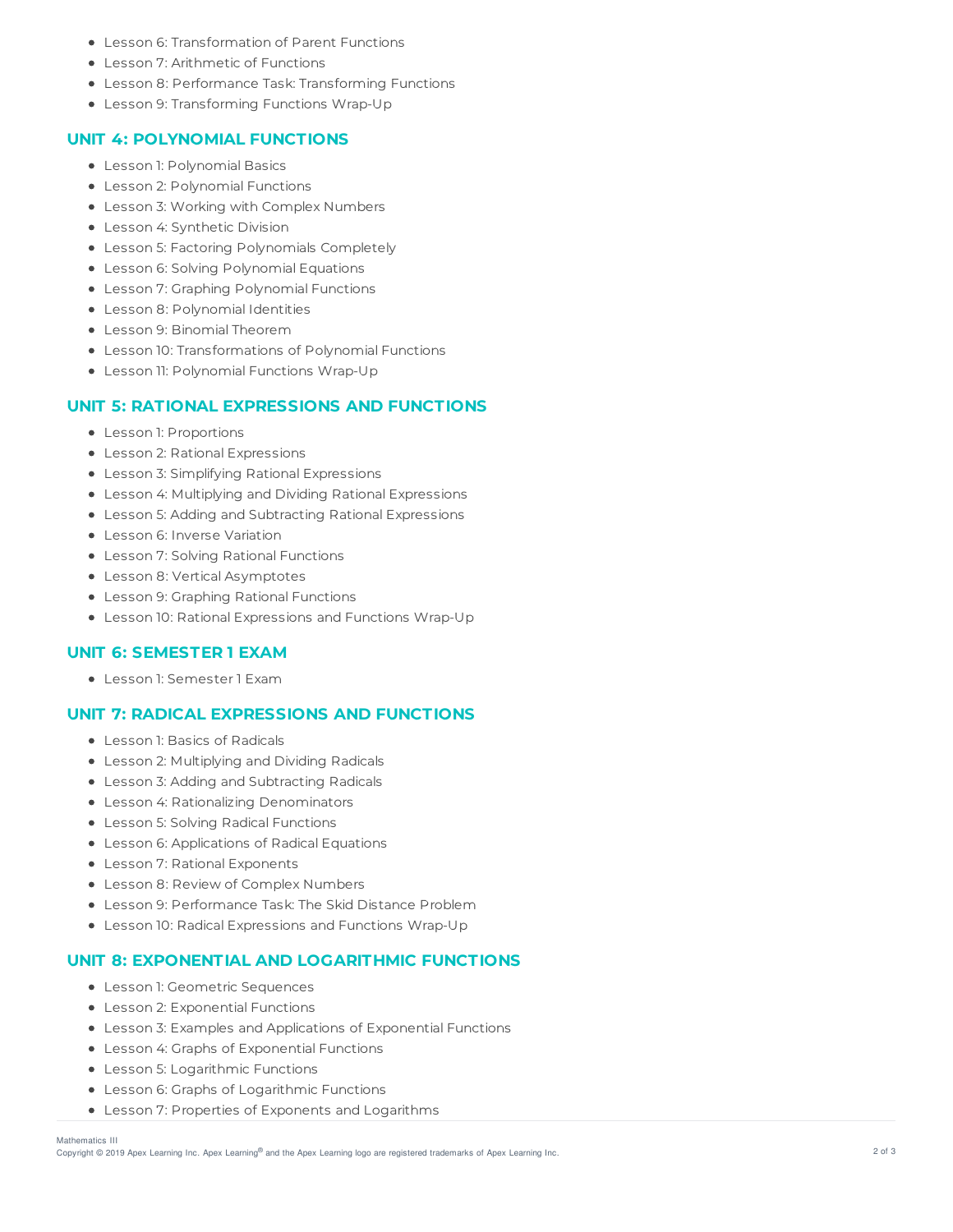- Lesson 6: Transformation of Parent Functions
- Lesson 7: Arithmetic of Functions
- Lesson 8: Performance Task: Transforming Functions
- Lesson 9: Transforming Functions Wrap-Up

## UNIT 4: POLYNOMIAL FUNCTIONS

- Lesson 1: Polynomial Basics
- Lesson 2: Polynomial Functions
- Lesson 3: Working with Complex Numbers
- Lesson 4: Synthetic Division
- Lesson 5: Factoring Polynomials Completely
- Lesson 6: Solving Polynomial Equations
- Lesson 7: Graphing Polynomial Functions
- Lesson 8: Polynomial Identities
- Lesson 9: Binomial Theorem
- Lesson 10: Transformations of Polynomial Functions
- Lesson 11: Polynomial Functions Wrap-Up

## UNIT 5: RATIONAL EXPRESSIONS AND FUNCTIONS

- Lesson 1: Proportions
- Lesson 2: Rational Expressions
- Lesson 3: Simplifying Rational Expressions
- Lesson 4: Multiplying and Dividing Rational Expressions
- Lesson 5: Adding and Subtracting Rational Expressions
- Lesson 6: Inverse Variation
- Lesson 7: Solving Rational Functions
- Lesson 8: Vertical Asymptotes
- Lesson 9: Graphing Rational Functions
- Lesson 10: Rational Expressions and Functions Wrap-Up

## UNIT 6: SEMESTER 1 EXAM

- Lesson 1: Semester 1 Exam

## UNIT 7: RADICAL EXPRESSIONS AND FUNCTIONS

- Lesson 1: Basics of Radicals
- Lesson 2: Multiplying and Dividing Radicals
- Lesson 3: Adding and Subtracting Radicals
- Lesson 4: Rationalizing Denominators
- Lesson 5: Solving Radical Functions
- Lesson 6: Applications of Radical Equations
- Lesson 7: Rational Exponents
- Lesson 8: Review of Complex Numbers
- Lesson 9: Performance Task: The Skid Distance Problem
- Lesson 10: Radical Expressions and Functions Wrap-Up

## UNIT 8: EXPONENTIAL AND LOGARITHMIC FUNCTIONS

- Lesson 1: Geometric Sequences
- Lesson 2: Exponential Functions
- Lesson 3: Examples and Applications of Exponential Functions
- Lesson 4: Graphs of Exponential Functions
- Lesson 5: Logarithmic Functions
- Lesson 6: Graphs of Logarithmic Functions
- Lesson 7: Properties of Exponents and Logarithms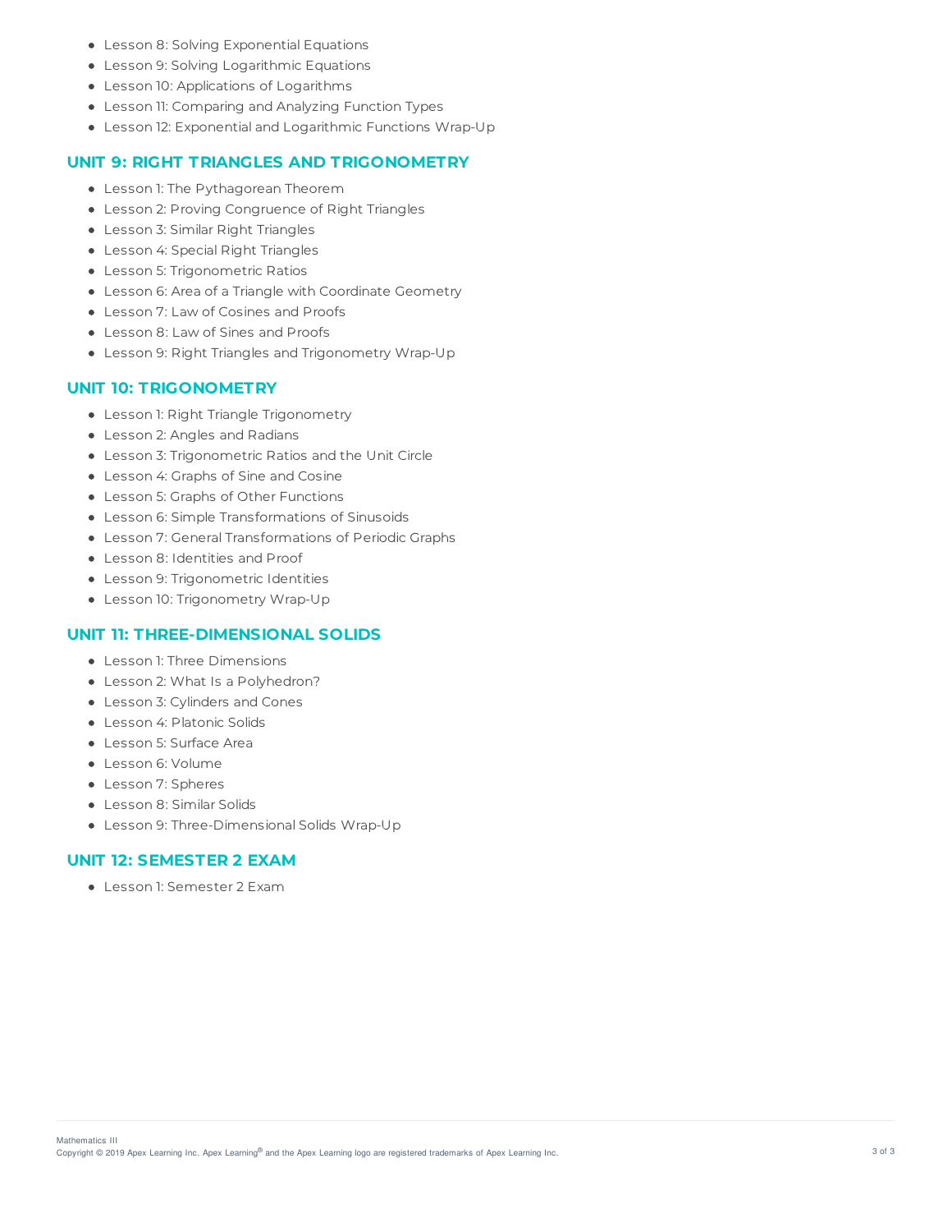- Lesson 8: Solving Exponential Equations
- Lesson 9: Solving Logarithmic Equations
- Lesson 10: Applications of Logarithms
- Lesson 11: Comparing and Analyzing Function Types
- Lesson 12: Exponential and Logarithmic Functions Wrap-Up

## UNIT 9: RIGHT TRIANGLES AND TRIGONOMETRY

- Lesson 1: The Pythagorean Theorem
- Lesson 2: Proving Congruence of Right Triangles
- Lesson 3: Similar Right Triangles
- Lesson 4: Special Right Triangles
- Lesson 5: Trigonometric Ratios
- Lesson 6: Area of a Triangle with Coordinate Geometry
- Lesson 7: Law of Cosines and Proofs
- Lesson 8: Law of Sines and Proofs
- Lesson 9: Right Triangles and Trigonometry Wrap-Up

## UNIT 10: TRIGONOMETRY

- Lesson 1: Right Triangle Trigonometry
- Lesson 2: Angles and Radians
- Lesson 3: Trigonometric Ratios and the Unit Circle
- Lesson 4: Graphs of Sine and Cosine
- Lesson 5: Graphs of Other Functions
- Lesson 6: Simple Transformations of Sinusoids
- Lesson 7: General Transformations of Periodic Graphs
- Lesson 8: Identities and Proof
- Lesson 9: Trigonometric Identities
- Lesson 10: Trigonometry Wrap-Up

## UNIT 11: THREE-DIMENSIONAL SOLIDS

- Lesson 1: Three Dimensions
- Lesson 2: What Is a Polyhedron?
- Lesson 3: Cylinders and Cones
- Lesson 4: Platonic Solids
- Lesson 5: Surface Area
- Lesson 6: Volume
- Lesson 7: Spheres
- Lesson 8: Similar Solids
- Lesson 9: Three-Dimensional Solids Wrap-Up

## UNIT 12: SEMESTER 2 EXAM

- Lesson 1: Semester 2 Exam